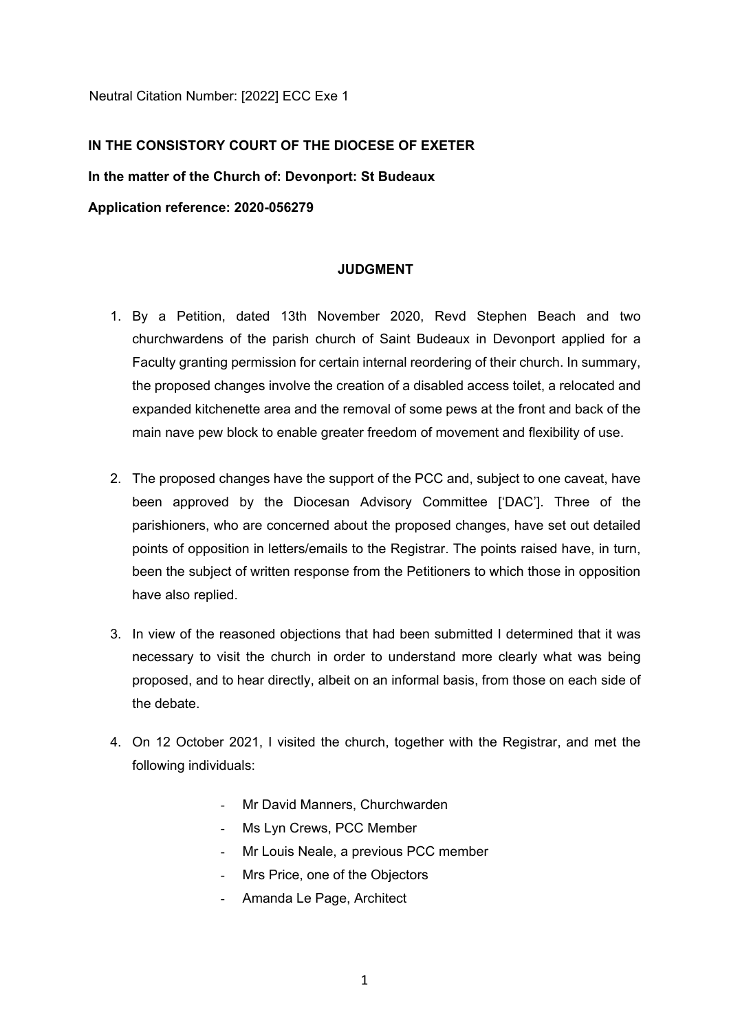Neutral Citation Number: [2022] ECC Exe 1

**IN THE CONSISTORY COURT OF THE DIOCESE OF EXETER**

**In the matter of the Church of: Devonport: St Budeaux**

**Application reference: 2020-056279**

## JUDGMENT

1. By a Petition, dated 13th November 2020, Revd Stephen Beach and two churchwardens of the parish church of Saint Budeaux in Devonport applied for a Faculty granting permission for certain internal reordering of their church. In summary, the proposed changes involve the creation of a disabled access toilet, a relocated and expanded kitchenette area and the removal of some pews at the front and back of the main nave pew block to enable greater freedom of movement and flexibility of use.

2. The proposed changes have the support of the PCC and, subject to one caveat, have been approved by the Diocesan Advisory Committee ['DAC']. Three of the parishioners, who are concerned about the proposed changes, have set out detailed points of opposition in letters/emails to the Registrar. The points raised have, in turn, been the subject of written response from the Petitioners to which those in opposition have also replied.

3. In view of the reasoned objections that had been submitted I determined that it was necessary to visit the church in order to understand more clearly what was being proposed, and to hear directly, albeit on an informal basis, from those on each side of the debate.

4. On 12 October 2021, I visited the church, together with the Registrar, and met the following individuals:

   - Mr David Manners, Churchwarden
   - Ms Lyn Crews, PCC Member
   - Mr Louis Neale, a previous PCC member
   - Mrs Price, one of the Objectors
   - Amanda Le Page, Architect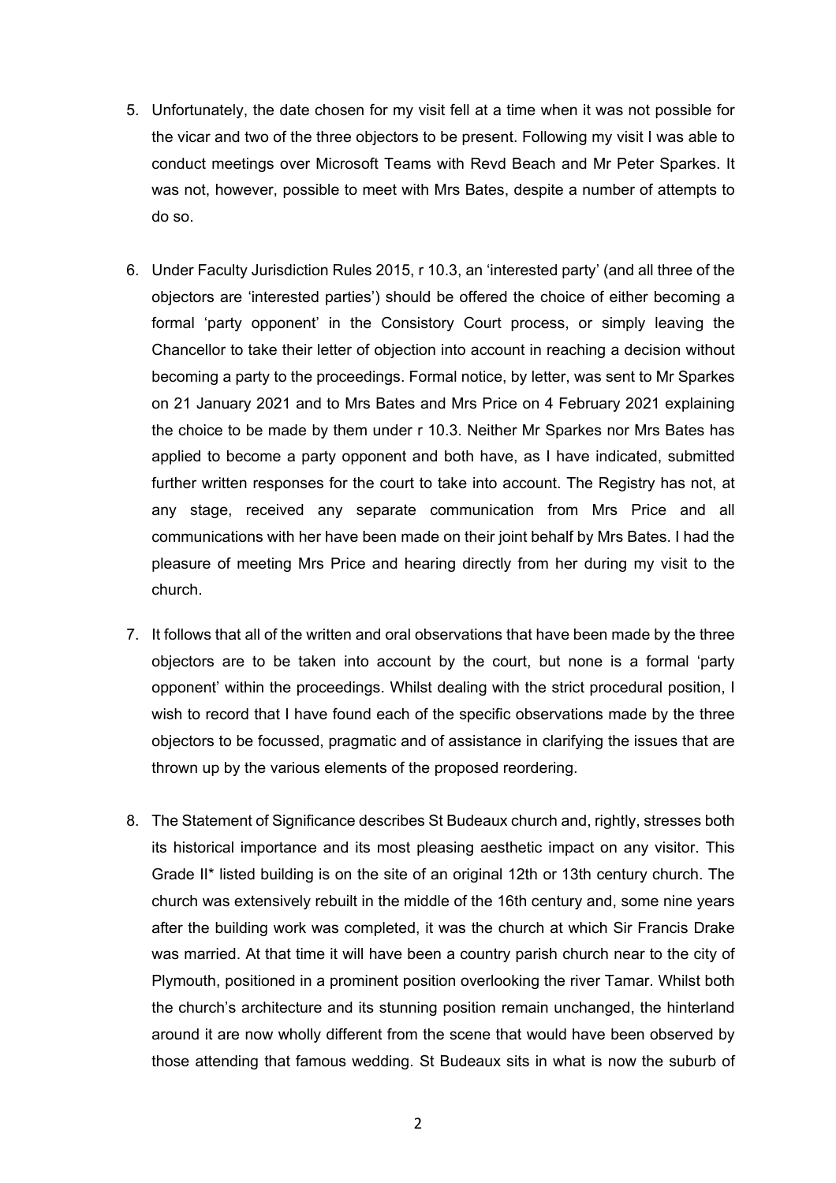5. Unfortunately, the date chosen for my visit fell at a time when it was not possible for the vicar and two of the three objectors to be present. Following my visit I was able to conduct meetings over Microsoft Teams with Revd Beach and Mr Peter Sparkes. It was not, however, possible to meet with Mrs Bates, despite a number of attempts to do so.

6. Under Faculty Jurisdiction Rules 2015, r 10.3, an 'interested party' (and all three of the objectors are 'interested parties') should be offered the choice of either becoming a formal 'party opponent' in the Consistory Court process, or simply leaving the Chancellor to take their letter of objection into account in reaching a decision without becoming a party to the proceedings. Formal notice, by letter, was sent to Mr Sparkes on 21 January 2021 and to Mrs Bates and Mrs Price on 4 February 2021 explaining the choice to be made by them under r 10.3. Neither Mr Sparkes nor Mrs Bates has applied to become a party opponent and both have, as I have indicated, submitted further written responses for the court to take into account. The Registry has not, at any stage, received any separate communication from Mrs Price and all communications with her have been made on their joint behalf by Mrs Bates. I had the pleasure of meeting Mrs Price and hearing directly from her during my visit to the church.

7. It follows that all of the written and oral observations that have been made by the three objectors are to be taken into account by the court, but none is a formal 'party opponent' within the proceedings. Whilst dealing with the strict procedural position, I wish to record that I have found each of the specific observations made by the three objectors to be focussed, pragmatic and of assistance in clarifying the issues that are thrown up by the various elements of the proposed reordering.

8. The Statement of Significance describes St Budeaux church and, rightly, stresses both its historical importance and its most pleasing aesthetic impact on any visitor. This Grade II* listed building is on the site of an original 12th or 13th century church. The church was extensively rebuilt in the middle of the 16th century and, some nine years after the building work was completed, it was the church at which Sir Francis Drake was married. At that time it will have been a country parish church near to the city of Plymouth, positioned in a prominent position overlooking the river Tamar. Whilst both the church's architecture and its stunning position remain unchanged, the hinterland around it are now wholly different from the scene that would have been observed by those attending that famous wedding. St Budeaux sits in what is now the suburb of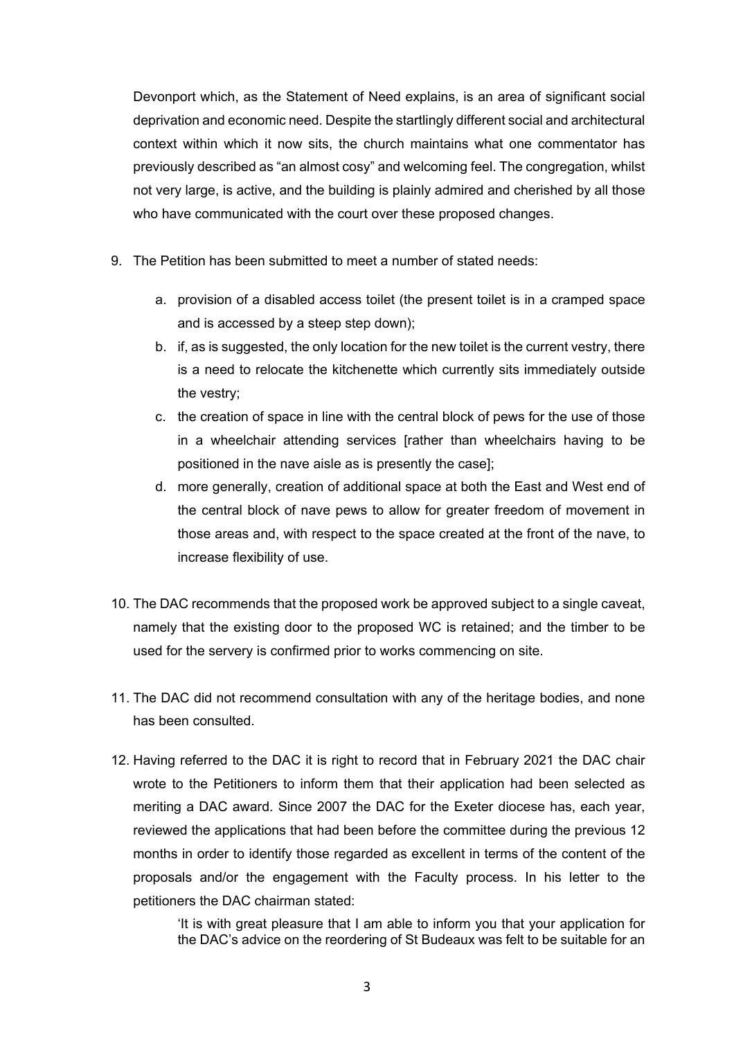Devonport which, as the Statement of Need explains, is an area of significant social deprivation and economic need. Despite the startlingly different social and architectural context within which it now sits, the church maintains what one commentator has previously described as "an almost cosy" and welcoming feel. The congregation, whilst not very large, is active, and the building is plainly admired and cherished by all those who have communicated with the court over these proposed changes.

9. The Petition has been submitted to meet a number of stated needs:

   a. provision of a disabled access toilet (the present toilet is in a cramped space and is accessed by a steep step down);
   b. if, as is suggested, the only location for the new toilet is the current vestry, there is a need to relocate the kitchenette which currently sits immediately outside the vestry;
   c. the creation of space in line with the central block of pews for the use of those in a wheelchair attending services [rather than wheelchairs having to be positioned in the nave aisle as is presently the case];
   d. more generally, creation of additional space at both the East and West end of the central block of nave pews to allow for greater freedom of movement in those areas and, with respect to the space created at the front of the nave, to increase flexibility of use.

10. The DAC recommends that the proposed work be approved subject to a single caveat, namely that the existing door to the proposed WC is retained; and the timber to be used for the servery is confirmed prior to works commencing on site.

11. The DAC did not recommend consultation with any of the heritage bodies, and none has been consulted.

12. Having referred to the DAC it is right to record that in February 2021 the DAC chair wrote to the Petitioners to inform them that their application had been selected as meriting a DAC award. Since 2007 the DAC for the Exeter diocese has, each year, reviewed the applications that had been before the committee during the previous 12 months in order to identify those regarded as excellent in terms of the content of the proposals and/or the engagement with the Faculty process. In his letter to the petitioners the DAC chairman stated:

    > 'It is with great pleasure that I am able to inform you that your application for the DAC's advice on the reordering of St Budeaux was felt to be suitable for an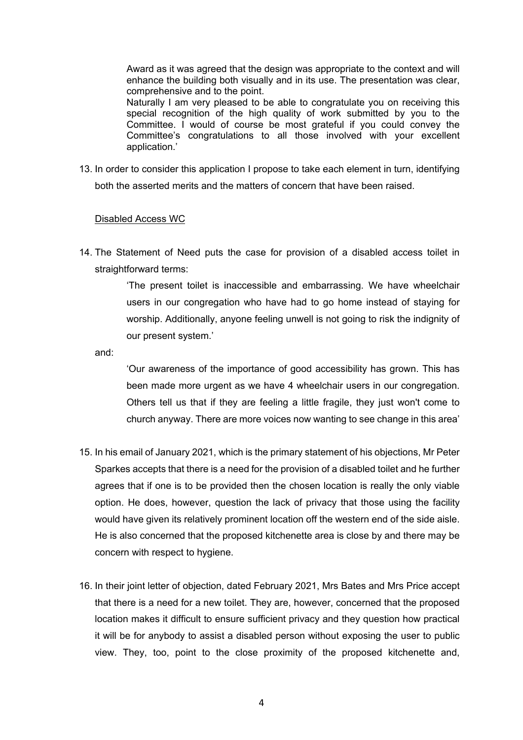> Award as it was agreed that the design was appropriate to the context and will enhance the building both visually and in its use. The presentation was clear, comprehensive and to the point.
> Naturally I am very pleased to be able to congratulate you on receiving this special recognition of the high quality of work submitted by you to the Committee. I would of course be most grateful if you could convey the Committee's congratulations to all those involved with your excellent application.'

13. In order to consider this application I propose to take each element in turn, identifying both the asserted merits and the matters of concern that have been raised.

<u>Disabled Access WC</u>

14. The Statement of Need puts the case for provision of a disabled access toilet in straightforward terms:

> 'The present toilet is inaccessible and embarrassing. We have wheelchair users in our congregation who have had to go home instead of staying for worship. Additionally, anyone feeling unwell is not going to risk the indignity of our present system.'

and:

> 'Our awareness of the importance of good accessibility has grown. This has been made more urgent as we have 4 wheelchair users in our congregation. Others tell us that if they are feeling a little fragile, they just won't come to church anyway. There are more voices now wanting to see change in this area'

15. In his email of January 2021, which is the primary statement of his objections, Mr Peter Sparkes accepts that there is a need for the provision of a disabled toilet and he further agrees that if one is to be provided then the chosen location is really the only viable option. He does, however, question the lack of privacy that those using the facility would have given its relatively prominent location off the western end of the side aisle. He is also concerned that the proposed kitchenette area is close by and there may be concern with respect to hygiene.

16. In their joint letter of objection, dated February 2021, Mrs Bates and Mrs Price accept that there is a need for a new toilet. They are, however, concerned that the proposed location makes it difficult to ensure sufficient privacy and they question how practical it will be for anybody to assist a disabled person without exposing the user to public view. They, too, point to the close proximity of the proposed kitchenette and,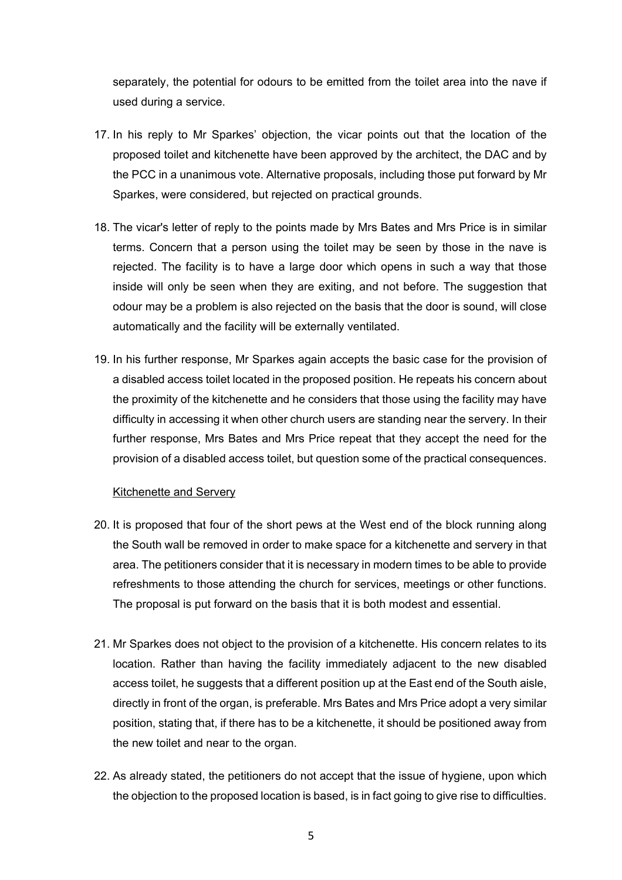separately, the potential for odours to be emitted from the toilet area into the nave if used during a service.

17. In his reply to Mr Sparkes' objection, the vicar points out that the location of the proposed toilet and kitchenette have been approved by the architect, the DAC and by the PCC in a unanimous vote. Alternative proposals, including those put forward by Mr Sparkes, were considered, but rejected on practical grounds.

18. The vicar's letter of reply to the points made by Mrs Bates and Mrs Price is in similar terms. Concern that a person using the toilet may be seen by those in the nave is rejected. The facility is to have a large door which opens in such a way that those inside will only be seen when they are exiting, and not before. The suggestion that odour may be a problem is also rejected on the basis that the door is sound, will close automatically and the facility will be externally ventilated.

19. In his further response, Mr Sparkes again accepts the basic case for the provision of a disabled access toilet located in the proposed position. He repeats his concern about the proximity of the kitchenette and he considers that those using the facility may have difficulty in accessing it when other church users are standing near the servery. In their further response, Mrs Bates and Mrs Price repeat that they accept the need for the provision of a disabled access toilet, but question some of the practical consequences.

<u>Kitchenette and Servery</u>

20. It is proposed that four of the short pews at the West end of the block running along the South wall be removed in order to make space for a kitchenette and servery in that area. The petitioners consider that it is necessary in modern times to be able to provide refreshments to those attending the church for services, meetings or other functions. The proposal is put forward on the basis that it is both modest and essential.

21. Mr Sparkes does not object to the provision of a kitchenette. His concern relates to its location. Rather than having the facility immediately adjacent to the new disabled access toilet, he suggests that a different position up at the East end of the South aisle, directly in front of the organ, is preferable. Mrs Bates and Mrs Price adopt a very similar position, stating that, if there has to be a kitchenette, it should be positioned away from the new toilet and near to the organ.

22. As already stated, the petitioners do not accept that the issue of hygiene, upon which the objection to the proposed location is based, is in fact going to give rise to difficulties.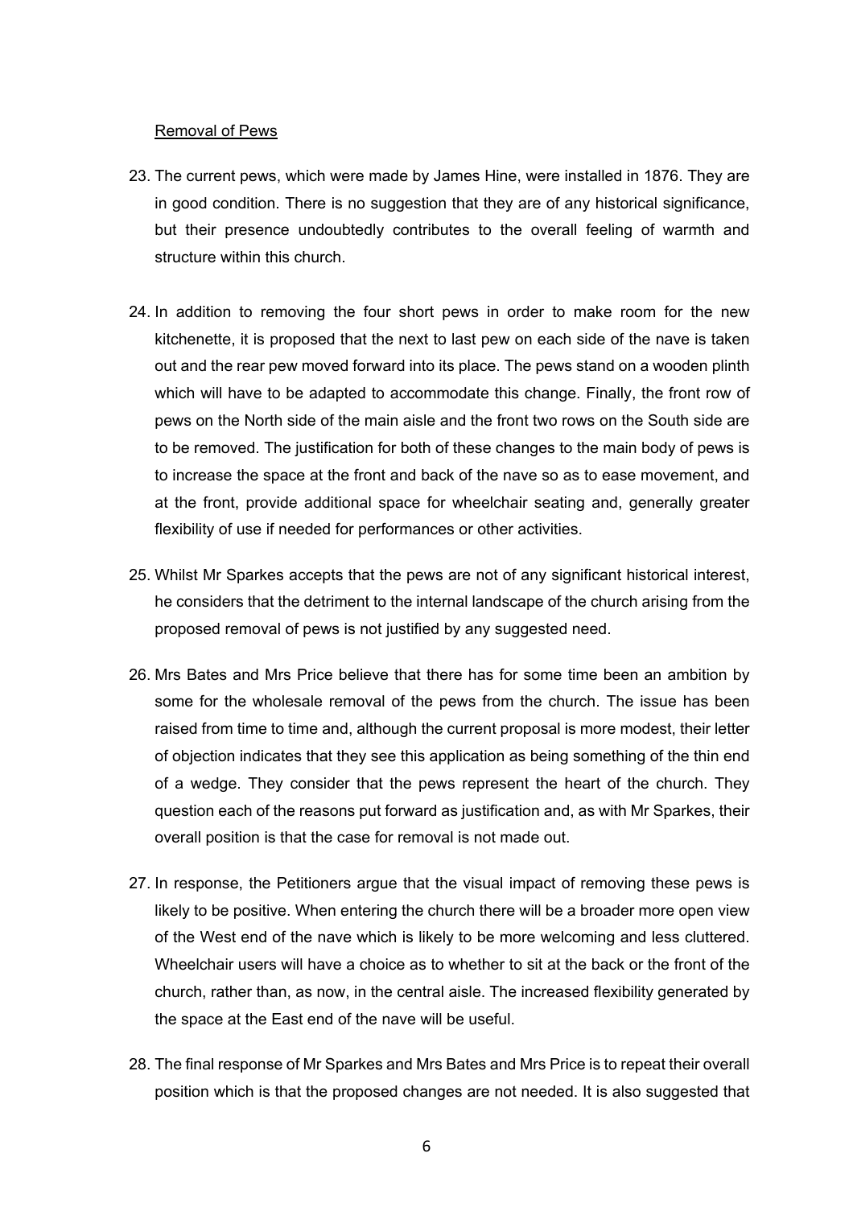Removal of Pews

23. The current pews, which were made by James Hine, were installed in 1876. They are in good condition. There is no suggestion that they are of any historical significance, but their presence undoubtedly contributes to the overall feeling of warmth and structure within this church.

24. In addition to removing the four short pews in order to make room for the new kitchenette, it is proposed that the next to last pew on each side of the nave is taken out and the rear pew moved forward into its place. The pews stand on a wooden plinth which will have to be adapted to accommodate this change. Finally, the front row of pews on the North side of the main aisle and the front two rows on the South side are to be removed. The justification for both of these changes to the main body of pews is to increase the space at the front and back of the nave so as to ease movement, and at the front, provide additional space for wheelchair seating and, generally greater flexibility of use if needed for performances or other activities.

25. Whilst Mr Sparkes accepts that the pews are not of any significant historical interest, he considers that the detriment to the internal landscape of the church arising from the proposed removal of pews is not justified by any suggested need.

26. Mrs Bates and Mrs Price believe that there has for some time been an ambition by some for the wholesale removal of the pews from the church. The issue has been raised from time to time and, although the current proposal is more modest, their letter of objection indicates that they see this application as being something of the thin end of a wedge. They consider that the pews represent the heart of the church. They question each of the reasons put forward as justification and, as with Mr Sparkes, their overall position is that the case for removal is not made out.

27. In response, the Petitioners argue that the visual impact of removing these pews is likely to be positive. When entering the church there will be a broader more open view of the West end of the nave which is likely to be more welcoming and less cluttered. Wheelchair users will have a choice as to whether to sit at the back or the front of the church, rather than, as now, in the central aisle. The increased flexibility generated by the space at the East end of the nave will be useful.

28. The final response of Mr Sparkes and Mrs Bates and Mrs Price is to repeat their overall position which is that the proposed changes are not needed. It is also suggested that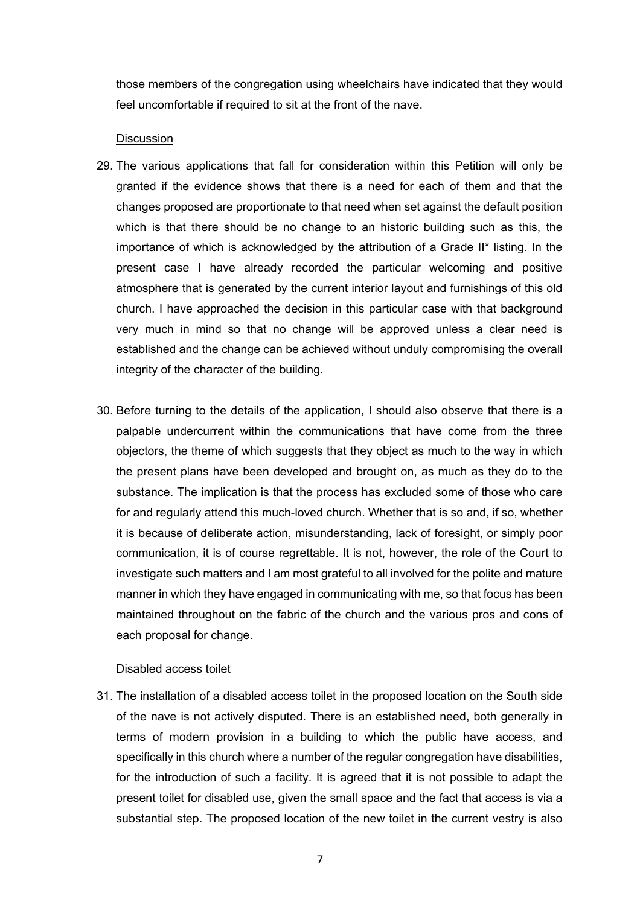those members of the congregation using wheelchairs have indicated that they would feel uncomfortable if required to sit at the front of the nave.

<u>Discussion</u>

29. The various applications that fall for consideration within this Petition will only be granted if the evidence shows that there is a need for each of them and that the changes proposed are proportionate to that need when set against the default position which is that there should be no change to an historic building such as this, the importance of which is acknowledged by the attribution of a Grade II* listing. In the present case I have already recorded the particular welcoming and positive atmosphere that is generated by the current interior layout and furnishings of this old church. I have approached the decision in this particular case with that background very much in mind so that no change will be approved unless a clear need is established and the change can be achieved without unduly compromising the overall integrity of the character of the building.

30. Before turning to the details of the application, I should also observe that there is a palpable undercurrent within the communications that have come from the three objectors, the theme of which suggests that they object as much to the <u>way</u> in which the present plans have been developed and brought on, as much as they do to the substance. The implication is that the process has excluded some of those who care for and regularly attend this much-loved church. Whether that is so and, if so, whether it is because of deliberate action, misunderstanding, lack of foresight, or simply poor communication, it is of course regrettable. It is not, however, the role of the Court to investigate such matters and I am most grateful to all involved for the polite and mature manner in which they have engaged in communicating with me, so that focus has been maintained throughout on the fabric of the church and the various pros and cons of each proposal for change.

<u>Disabled access toilet</u>

31. The installation of a disabled access toilet in the proposed location on the South side of the nave is not actively disputed. There is an established need, both generally in terms of modern provision in a building to which the public have access, and specifically in this church where a number of the regular congregation have disabilities, for the introduction of such a facility. It is agreed that it is not possible to adapt the present toilet for disabled use, given the small space and the fact that access is via a substantial step. The proposed location of the new toilet in the current vestry is also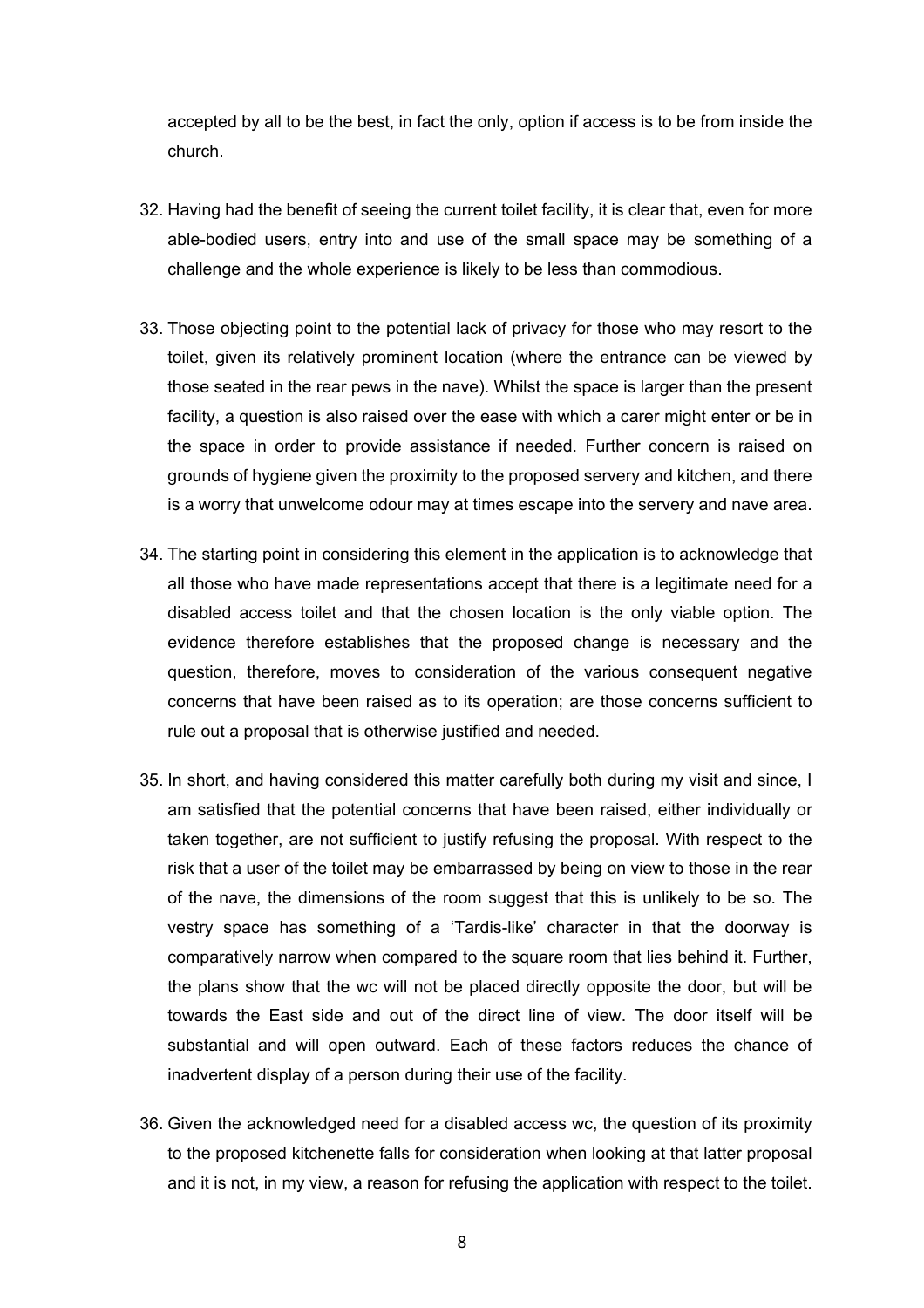accepted by all to be the best, in fact the only, option if access is to be from inside the church.

32. Having had the benefit of seeing the current toilet facility, it is clear that, even for more able-bodied users, entry into and use of the small space may be something of a challenge and the whole experience is likely to be less than commodious.

33. Those objecting point to the potential lack of privacy for those who may resort to the toilet, given its relatively prominent location (where the entrance can be viewed by those seated in the rear pews in the nave). Whilst the space is larger than the present facility, a question is also raised over the ease with which a carer might enter or be in the space in order to provide assistance if needed. Further concern is raised on grounds of hygiene given the proximity to the proposed servery and kitchen, and there is a worry that unwelcome odour may at times escape into the servery and nave area.

34. The starting point in considering this element in the application is to acknowledge that all those who have made representations accept that there is a legitimate need for a disabled access toilet and that the chosen location is the only viable option. The evidence therefore establishes that the proposed change is necessary and the question, therefore, moves to consideration of the various consequent negative concerns that have been raised as to its operation; are those concerns sufficient to rule out a proposal that is otherwise justified and needed.

35. In short, and having considered this matter carefully both during my visit and since, I am satisfied that the potential concerns that have been raised, either individually or taken together, are not sufficient to justify refusing the proposal. With respect to the risk that a user of the toilet may be embarrassed by being on view to those in the rear of the nave, the dimensions of the room suggest that this is unlikely to be so. The vestry space has something of a 'Tardis-like' character in that the doorway is comparatively narrow when compared to the square room that lies behind it. Further, the plans show that the wc will not be placed directly opposite the door, but will be towards the East side and out of the direct line of view. The door itself will be substantial and will open outward. Each of these factors reduces the chance of inadvertent display of a person during their use of the facility.

36. Given the acknowledged need for a disabled access wc, the question of its proximity to the proposed kitchenette falls for consideration when looking at that latter proposal and it is not, in my view, a reason for refusing the application with respect to the toilet.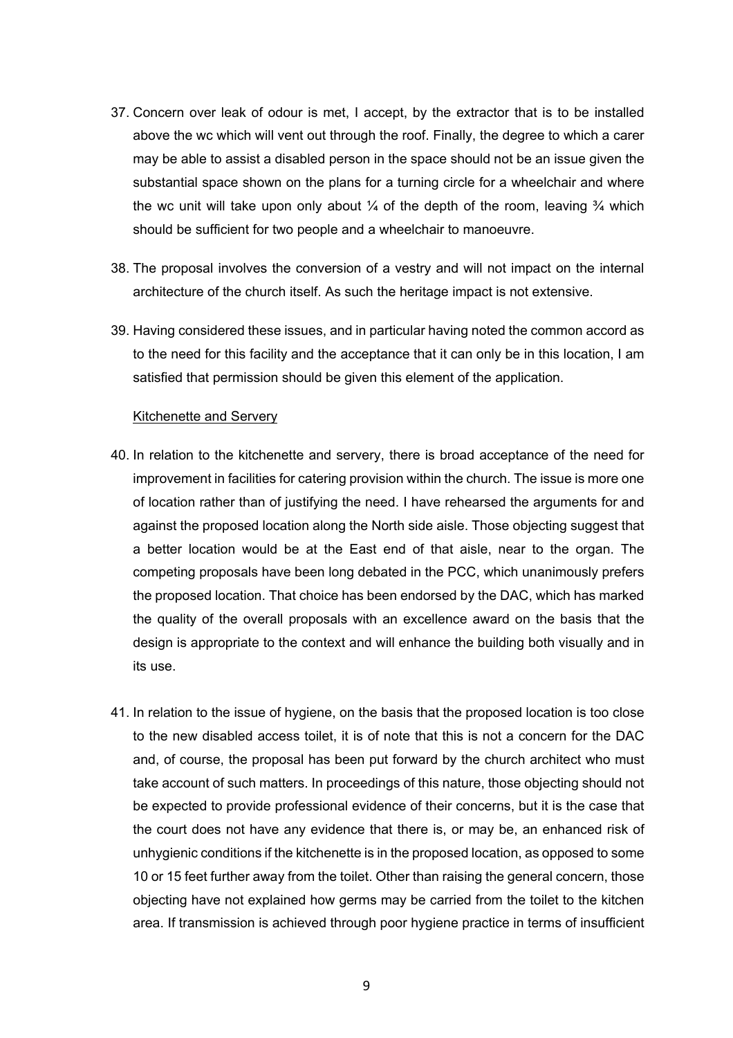37. Concern over leak of odour is met, I accept, by the extractor that is to be installed above the wc which will vent out through the roof. Finally, the degree to which a carer may be able to assist a disabled person in the space should not be an issue given the substantial space shown on the plans for a turning circle for a wheelchair and where the wc unit will take upon only about ¼ of the depth of the room, leaving ¾ which should be sufficient for two people and a wheelchair to manoeuvre.

38. The proposal involves the conversion of a vestry and will not impact on the internal architecture of the church itself. As such the heritage impact is not extensive.

39. Having considered these issues, and in particular having noted the common accord as to the need for this facility and the acceptance that it can only be in this location, I am satisfied that permission should be given this element of the application.

<u>Kitchenette and Servery</u>

40. In relation to the kitchenette and servery, there is broad acceptance of the need for improvement in facilities for catering provision within the church. The issue is more one of location rather than of justifying the need. I have rehearsed the arguments for and against the proposed location along the North side aisle. Those objecting suggest that a better location would be at the East end of that aisle, near to the organ. The competing proposals have been long debated in the PCC, which unanimously prefers the proposed location. That choice has been endorsed by the DAC, which has marked the quality of the overall proposals with an excellence award on the basis that the design is appropriate to the context and will enhance the building both visually and in its use.

41. In relation to the issue of hygiene, on the basis that the proposed location is too close to the new disabled access toilet, it is of note that this is not a concern for the DAC and, of course, the proposal has been put forward by the church architect who must take account of such matters. In proceedings of this nature, those objecting should not be expected to provide professional evidence of their concerns, but it is the case that the court does not have any evidence that there is, or may be, an enhanced risk of unhygienic conditions if the kitchenette is in the proposed location, as opposed to some 10 or 15 feet further away from the toilet. Other than raising the general concern, those objecting have not explained how germs may be carried from the toilet to the kitchen area. If transmission is achieved through poor hygiene practice in terms of insufficient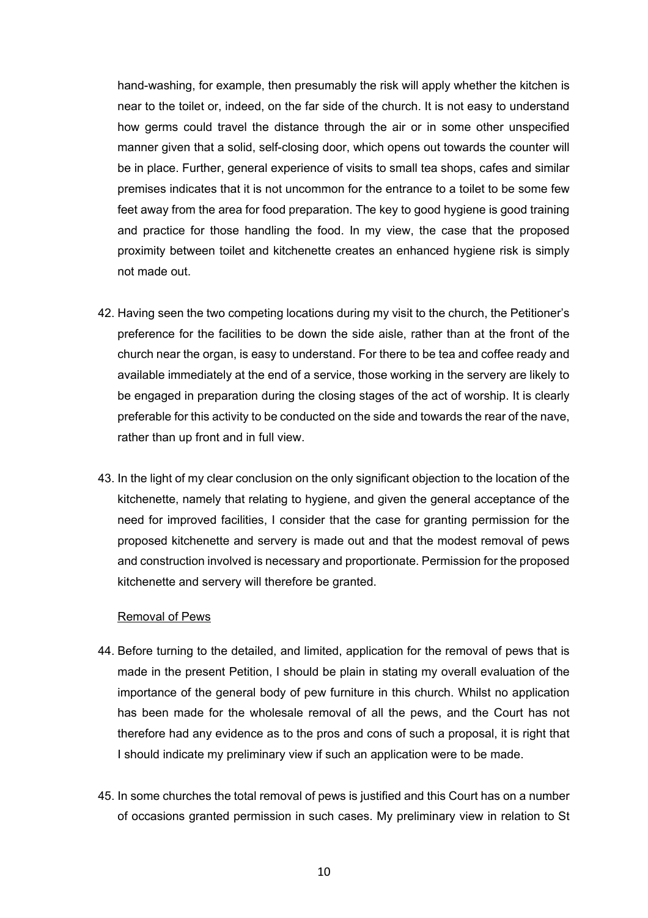hand-washing, for example, then presumably the risk will apply whether the kitchen is near to the toilet or, indeed, on the far side of the church. It is not easy to understand how germs could travel the distance through the air or in some other unspecified manner given that a solid, self-closing door, which opens out towards the counter will be in place. Further, general experience of visits to small tea shops, cafes and similar premises indicates that it is not uncommon for the entrance to a toilet to be some few feet away from the area for food preparation. The key to good hygiene is good training and practice for those handling the food. In my view, the case that the proposed proximity between toilet and kitchenette creates an enhanced hygiene risk is simply not made out.

42. Having seen the two competing locations during my visit to the church, the Petitioner's preference for the facilities to be down the side aisle, rather than at the front of the church near the organ, is easy to understand. For there to be tea and coffee ready and available immediately at the end of a service, those working in the servery are likely to be engaged in preparation during the closing stages of the act of worship. It is clearly preferable for this activity to be conducted on the side and towards the rear of the nave, rather than up front and in full view.

43. In the light of my clear conclusion on the only significant objection to the location of the kitchenette, namely that relating to hygiene, and given the general acceptance of the need for improved facilities, I consider that the case for granting permission for the proposed kitchenette and servery is made out and that the modest removal of pews and construction involved is necessary and proportionate. Permission for the proposed kitchenette and servery will therefore be granted.

<u>Removal of Pews</u>

44. Before turning to the detailed, and limited, application for the removal of pews that is made in the present Petition, I should be plain in stating my overall evaluation of the importance of the general body of pew furniture in this church. Whilst no application has been made for the wholesale removal of all the pews, and the Court has not therefore had any evidence as to the pros and cons of such a proposal, it is right that I should indicate my preliminary view if such an application were to be made.

45. In some churches the total removal of pews is justified and this Court has on a number of occasions granted permission in such cases. My preliminary view in relation to St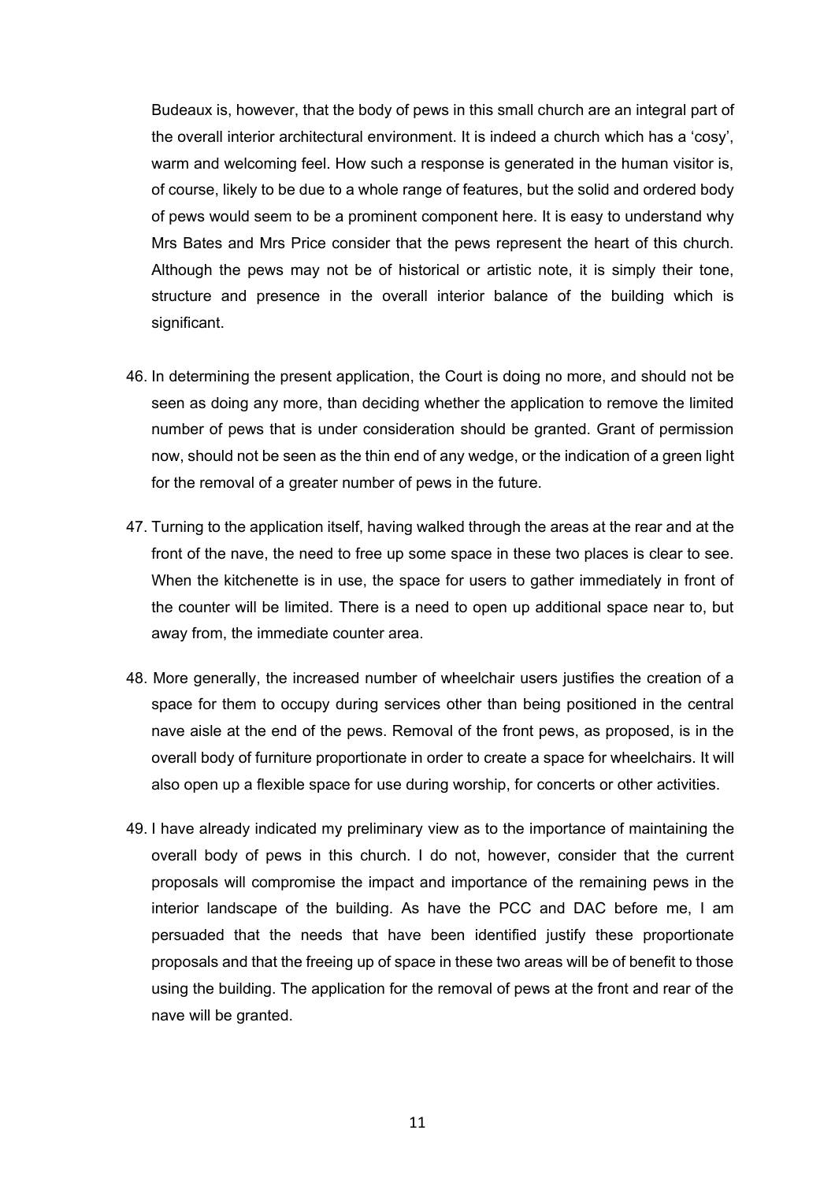Budeaux is, however, that the body of pews in this small church are an integral part of the overall interior architectural environment. It is indeed a church which has a 'cosy', warm and welcoming feel. How such a response is generated in the human visitor is, of course, likely to be due to a whole range of features, but the solid and ordered body of pews would seem to be a prominent component here. It is easy to understand why Mrs Bates and Mrs Price consider that the pews represent the heart of this church. Although the pews may not be of historical or artistic note, it is simply their tone, structure and presence in the overall interior balance of the building which is significant.

46. In determining the present application, the Court is doing no more, and should not be seen as doing any more, than deciding whether the application to remove the limited number of pews that is under consideration should be granted. Grant of permission now, should not be seen as the thin end of any wedge, or the indication of a green light for the removal of a greater number of pews in the future.

47. Turning to the application itself, having walked through the areas at the rear and at the front of the nave, the need to free up some space in these two places is clear to see. When the kitchenette is in use, the space for users to gather immediately in front of the counter will be limited. There is a need to open up additional space near to, but away from, the immediate counter area.

48. More generally, the increased number of wheelchair users justifies the creation of a space for them to occupy during services other than being positioned in the central nave aisle at the end of the pews. Removal of the front pews, as proposed, is in the overall body of furniture proportionate in order to create a space for wheelchairs. It will also open up a flexible space for use during worship, for concerts or other activities.

49. I have already indicated my preliminary view as to the importance of maintaining the overall body of pews in this church. I do not, however, consider that the current proposals will compromise the impact and importance of the remaining pews in the interior landscape of the building. As have the PCC and DAC before me, I am persuaded that the needs that have been identified justify these proportionate proposals and that the freeing up of space in these two areas will be of benefit to those using the building. The application for the removal of pews at the front and rear of the nave will be granted.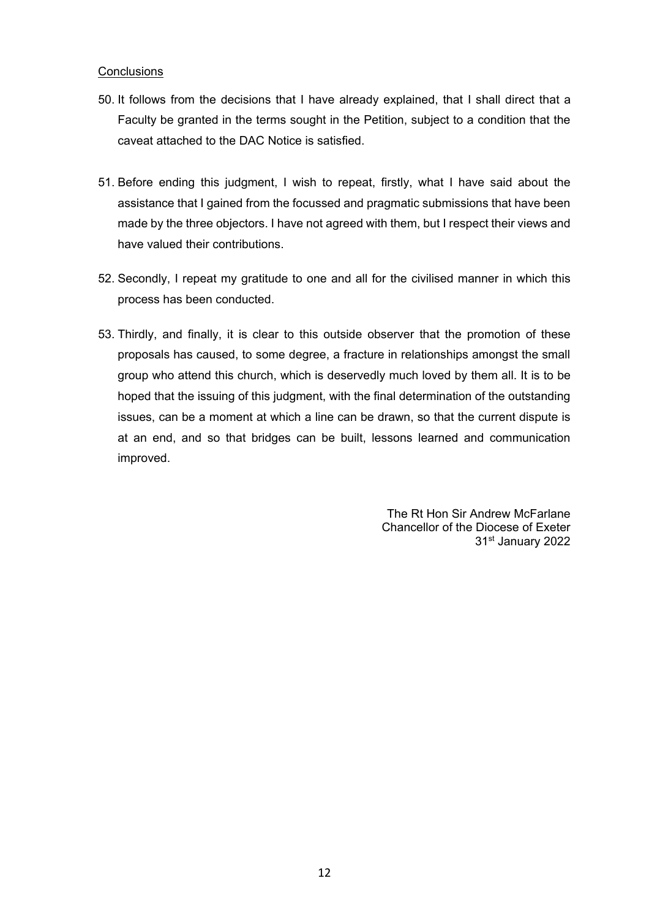Conclusions

50. It follows from the decisions that I have already explained, that I shall direct that a Faculty be granted in the terms sought in the Petition, subject to a condition that the caveat attached to the DAC Notice is satisfied.

51. Before ending this judgment, I wish to repeat, firstly, what I have said about the assistance that I gained from the focussed and pragmatic submissions that have been made by the three objectors. I have not agreed with them, but I respect their views and have valued their contributions.

52. Secondly, I repeat my gratitude to one and all for the civilised manner in which this process has been conducted.

53. Thirdly, and finally, it is clear to this outside observer that the promotion of these proposals has caused, to some degree, a fracture in relationships amongst the small group who attend this church, which is deservedly much loved by them all. It is to be hoped that the issuing of this judgment, with the final determination of the outstanding issues, can be a moment at which a line can be drawn, so that the current dispute is at an end, and so that bridges can be built, lessons learned and communication improved.

The Rt Hon Sir Andrew McFarlane
Chancellor of the Diocese of Exeter
31st January 2022